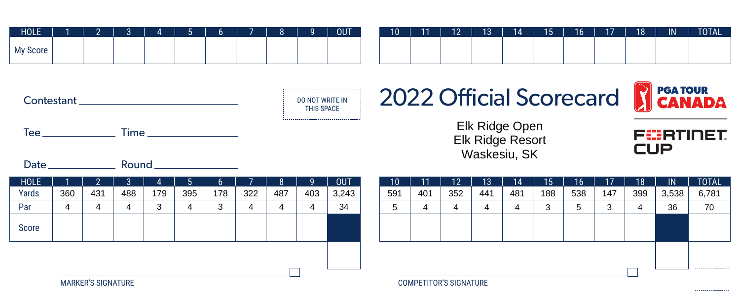| HOLE | 1 | 2 | 3 | 4 | 5 | 6 | 7 | 8 | 9 | OUT |
|---|---|---|---|---|---|---|---|---|---|---|
| My Score | | | | | | | | | | |

| 10 | 11 | 12 | 13 | 14 | 15 | 16 | 17 | 18 | IN | TOTAL |
|---|---|---|---|---|---|---|---|---|---|---|
| | | | | | | | | | | |

Contestant ______________________________

Tee ______________ Time ________________

Date ______________ Round ________________

DO NOT WRITE IN THIS SPACE

# 2022 Official Scorecard

PGA TOUR CANADA

Elk Ridge Open
Elk Ridge Resort
Waskesiu, SK

FORTINET CUP

| HOLE | 1 | 2 | 3 | 4 | 5 | 6 | 7 | 8 | 9 | OUT |
|---|---|---|---|---|---|---|---|---|---|---|
| Yards | 360 | 431 | 488 | 179 | 395 | 178 | 322 | 487 | 403 | 3,243 |
| Par | 4 | 4 | 4 | 3 | 4 | 3 | 4 | 4 | 4 | 34 |
| Score | | | | | | | | | | |

| 10 | 11 | 12 | 13 | 14 | 15 | 16 | 17 | 18 | IN | TOTAL |
|---|---|---|---|---|---|---|---|---|---|---|
| 591 | 401 | 352 | 441 | 481 | 188 | 538 | 147 | 399 | 3,538 | 6,781 |
| 5 | 4 | 4 | 4 | 4 | 3 | 5 | 3 | 4 | 36 | 70 |
| | | | | | | | | | | |

MARKER'S SIGNATURE

COMPETITOR'S SIGNATURE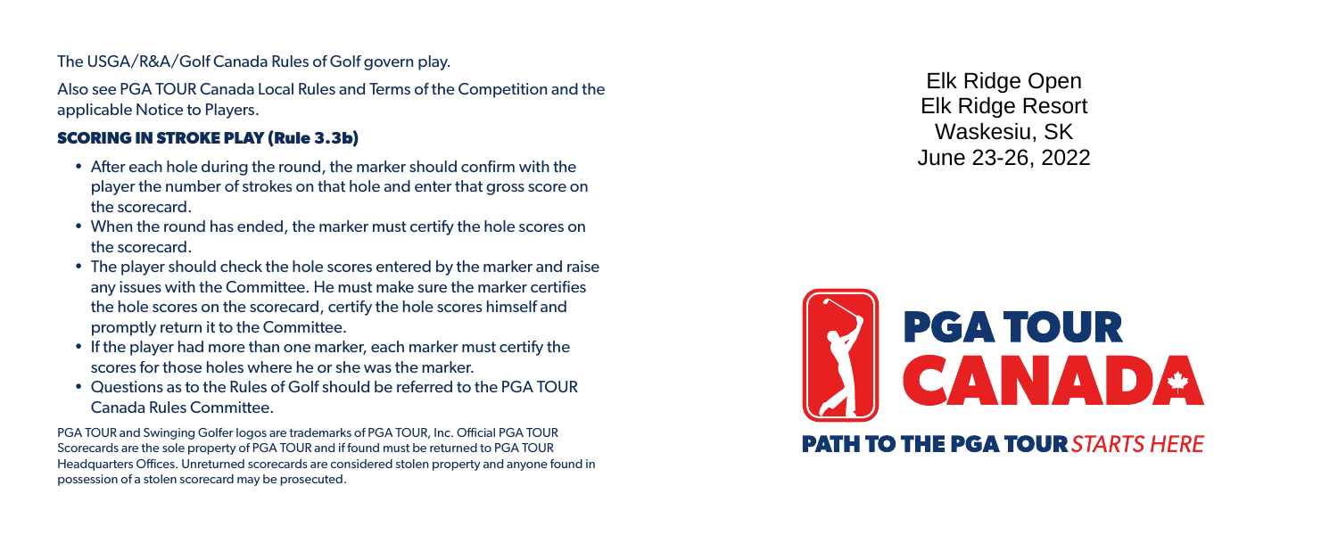The USGA/R&A/Golf Canada Rules of Golf govern play.

Also see PGA TOUR Canada Local Rules and Terms of the Competition and the applicable Notice to Players.

## SCORING IN STROKE PLAY (Rule 3.3b)

- After each hole during the round, the marker should confirm with the player the number of strokes on that hole and enter that gross score on the scorecard.
- When the round has ended, the marker must certify the hole scores on the scorecard.
- The player should check the hole scores entered by the marker and raise any issues with the Committee. He must make sure the marker certifies the hole scores on the scorecard, certify the hole scores himself and promptly return it to the Committee.
- If the player had more than one marker, each marker must certify the scores for those holes where he or she was the marker.
- Questions as to the Rules of Golf should be referred to the PGA TOUR Canada Rules Committee.

PGA TOUR and Swinging Golfer logos are trademarks of PGA TOUR, Inc. Official PGA TOUR Scorecards are the sole property of PGA TOUR and if found must be returned to PGA TOUR Headquarters Offices. Unreturned scorecards are considered stolen property and anyone found in possession of a stolen scorecard may be prosecuted.

Elk Ridge Open
Elk Ridge Resort
Waskesiu, SK
June 23-26, 2022

PGA TOUR
CANADA

PATH TO THE PGA TOUR *STARTS HERE*